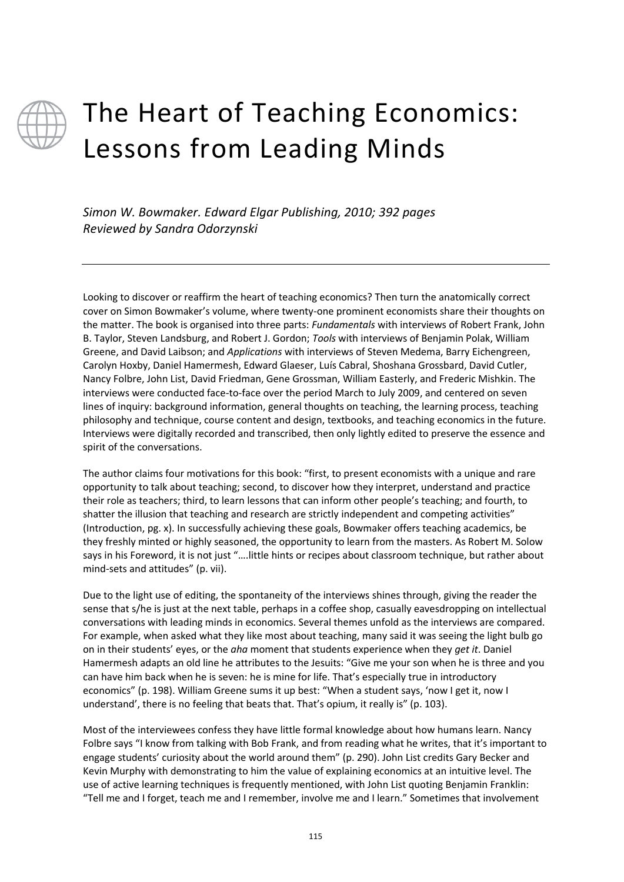# The Heart of Teaching Economics: Lessons from Leading Minds

*Simon W. Bowmaker. Edward Elgar Publishing, 2010; 392 pages*
*Reviewed by Sandra Odorzynski*

---

Looking to discover or reaffirm the heart of teaching economics? Then turn the anatomically correct cover on Simon Bowmaker's volume, where twenty-one prominent economists share their thoughts on the matter. The book is organised into three parts: *Fundamentals* with interviews of Robert Frank, John B. Taylor, Steven Landsburg, and Robert J. Gordon; *Tools* with interviews of Benjamin Polak, William Greene, and David Laibson; and *Applications* with interviews of Steven Medema, Barry Eichengreen, Carolyn Hoxby, Daniel Hamermesh, Edward Glaeser, Luís Cabral, Shoshana Grossbard, David Cutler, Nancy Folbre, John List, David Friedman, Gene Grossman, William Easterly, and Frederic Mishkin. The interviews were conducted face-to-face over the period March to July 2009, and centered on seven lines of inquiry: background information, general thoughts on teaching, the learning process, teaching philosophy and technique, course content and design, textbooks, and teaching economics in the future. Interviews were digitally recorded and transcribed, then only lightly edited to preserve the essence and spirit of the conversations.

The author claims four motivations for this book: "first, to present economists with a unique and rare opportunity to talk about teaching; second, to discover how they interpret, understand and practice their role as teachers; third, to learn lessons that can inform other people's teaching; and fourth, to shatter the illusion that teaching and research are strictly independent and competing activities" (Introduction, pg. x). In successfully achieving these goals, Bowmaker offers teaching academics, be they freshly minted or highly seasoned, the opportunity to learn from the masters. As Robert M. Solow says in his Foreword, it is not just "….little hints or recipes about classroom technique, but rather about mind-sets and attitudes" (p. vii).

Due to the light use of editing, the spontaneity of the interviews shines through, giving the reader the sense that s/he is just at the next table, perhaps in a coffee shop, casually eavesdropping on intellectual conversations with leading minds in economics. Several themes unfold as the interviews are compared. For example, when asked what they like most about teaching, many said it was seeing the light bulb go on in their students' eyes, or the *aha* moment that students experience when they *get it*. Daniel Hamermesh adapts an old line he attributes to the Jesuits: "Give me your son when he is three and you can have him back when he is seven: he is mine for life. That's especially true in introductory economics" (p. 198). William Greene sums it up best: "When a student says, 'now I get it, now I understand', there is no feeling that beats that. That's opium, it really is" (p. 103).

Most of the interviewees confess they have little formal knowledge about how humans learn. Nancy Folbre says "I know from talking with Bob Frank, and from reading what he writes, that it's important to engage students' curiosity about the world around them" (p. 290). John List credits Gary Becker and Kevin Murphy with demonstrating to him the value of explaining economics at an intuitive level. The use of active learning techniques is frequently mentioned, with John List quoting Benjamin Franklin: "Tell me and I forget, teach me and I remember, involve me and I learn." Sometimes that involvement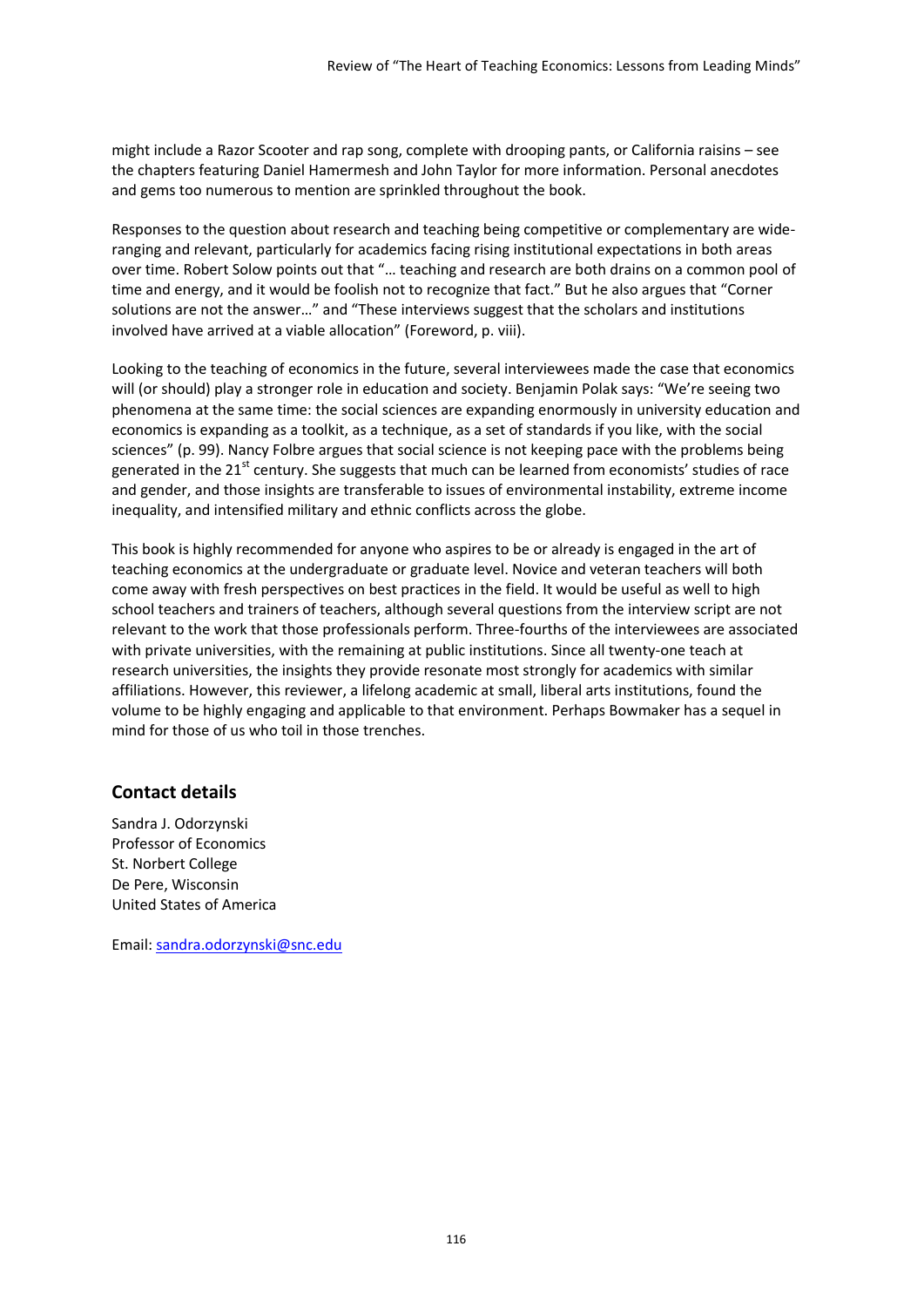might include a Razor Scooter and rap song, complete with drooping pants, or California raisins – see the chapters featuring Daniel Hamermesh and John Taylor for more information. Personal anecdotes and gems too numerous to mention are sprinkled throughout the book.

Responses to the question about research and teaching being competitive or complementary are wide-ranging and relevant, particularly for academics facing rising institutional expectations in both areas over time. Robert Solow points out that "… teaching and research are both drains on a common pool of time and energy, and it would be foolish not to recognize that fact." But he also argues that "Corner solutions are not the answer…" and "These interviews suggest that the scholars and institutions involved have arrived at a viable allocation" (Foreword, p. viii).

Looking to the teaching of economics in the future, several interviewees made the case that economics will (or should) play a stronger role in education and society. Benjamin Polak says: "We're seeing two phenomena at the same time: the social sciences are expanding enormously in university education and economics is expanding as a toolkit, as a technique, as a set of standards if you like, with the social sciences" (p. 99). Nancy Folbre argues that social science is not keeping pace with the problems being generated in the 21st century. She suggests that much can be learned from economists' studies of race and gender, and those insights are transferable to issues of environmental instability, extreme income inequality, and intensified military and ethnic conflicts across the globe.

This book is highly recommended for anyone who aspires to be or already is engaged in the art of teaching economics at the undergraduate or graduate level. Novice and veteran teachers will both come away with fresh perspectives on best practices in the field. It would be useful as well to high school teachers and trainers of teachers, although several questions from the interview script are not relevant to the work that those professionals perform. Three-fourths of the interviewees are associated with private universities, with the remaining at public institutions. Since all twenty-one teach at research universities, the insights they provide resonate most strongly for academics with similar affiliations. However, this reviewer, a lifelong academic at small, liberal arts institutions, found the volume to be highly engaging and applicable to that environment. Perhaps Bowmaker has a sequel in mind for those of us who toil in those trenches.

## Contact details

Sandra J. Odorzynski
Professor of Economics
St. Norbert College
De Pere, Wisconsin
United States of America

Email: sandra.odorzynski@snc.edu